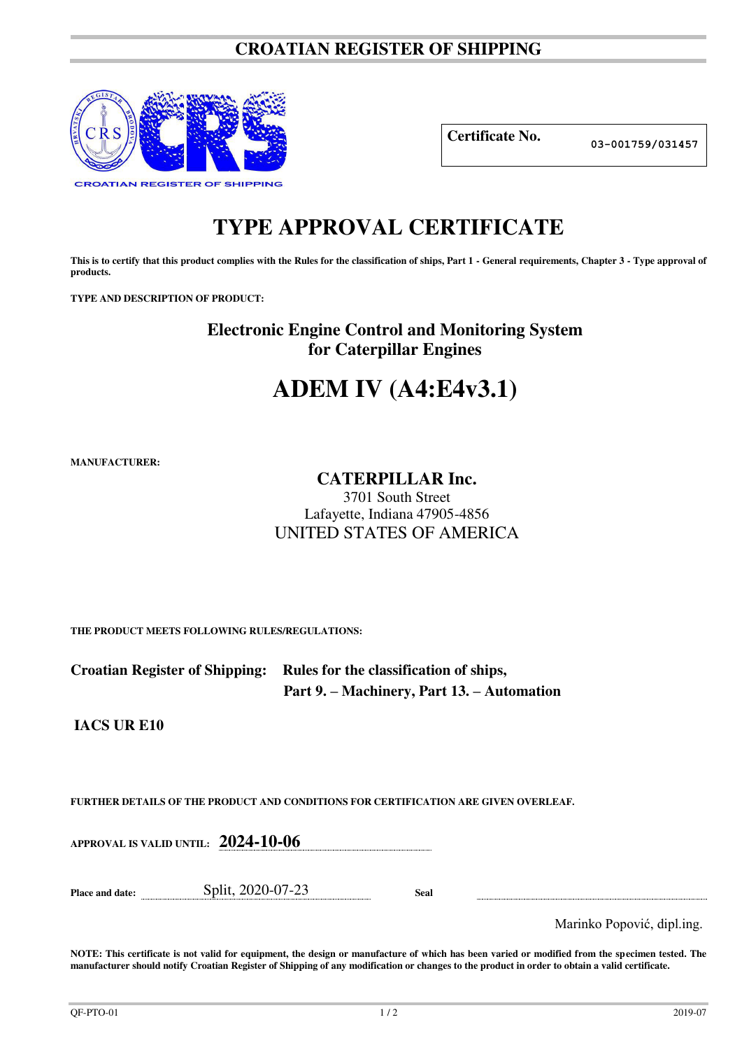# CROATIAN REGISTER OF SHIPPING

CROATIAN REGISTER OF SHIPPING

**Certificate No.** 03-001759/031457

# TYPE APPROVAL CERTIFICATE

**This is to certify that this product complies with the Rules for the classification of ships, Part 1 - General requirements, Chapter 3 - Type approval of products.**

**TYPE AND DESCRIPTION OF PRODUCT:**

## Electronic Engine Control and Monitoring System for Caterpillar Engines

# ADEM IV (A4:E4v3.1)

**MANUFACTURER:**

**CATERPILLAR Inc.**
3701 South Street
Lafayette, Indiana 47905-4856
UNITED STATES OF AMERICA

**THE PRODUCT MEETS FOLLOWING RULES/REGULATIONS:**

**Croatian Register of Shipping:** **Rules for the classification of ships, Part 9. – Machinery, Part 13. – Automation**

**IACS UR E10**

**FURTHER DETAILS OF THE PRODUCT AND CONDITIONS FOR CERTIFICATION ARE GIVEN OVERLEAF.**

**APPROVAL IS VALID UNTIL:** **2024-10-06**

**Place and date:** Split, 2020-07-23 **Seal**

Marinko Popović, dipl.ing.

**NOTE: This certificate is not valid for equipment, the design or manufacture of which has been varied or modified from the specimen tested. The manufacturer should notify Croatian Register of Shipping of any modification or changes to the product in order to obtain a valid certificate.**

QF-PTO-01 2019-07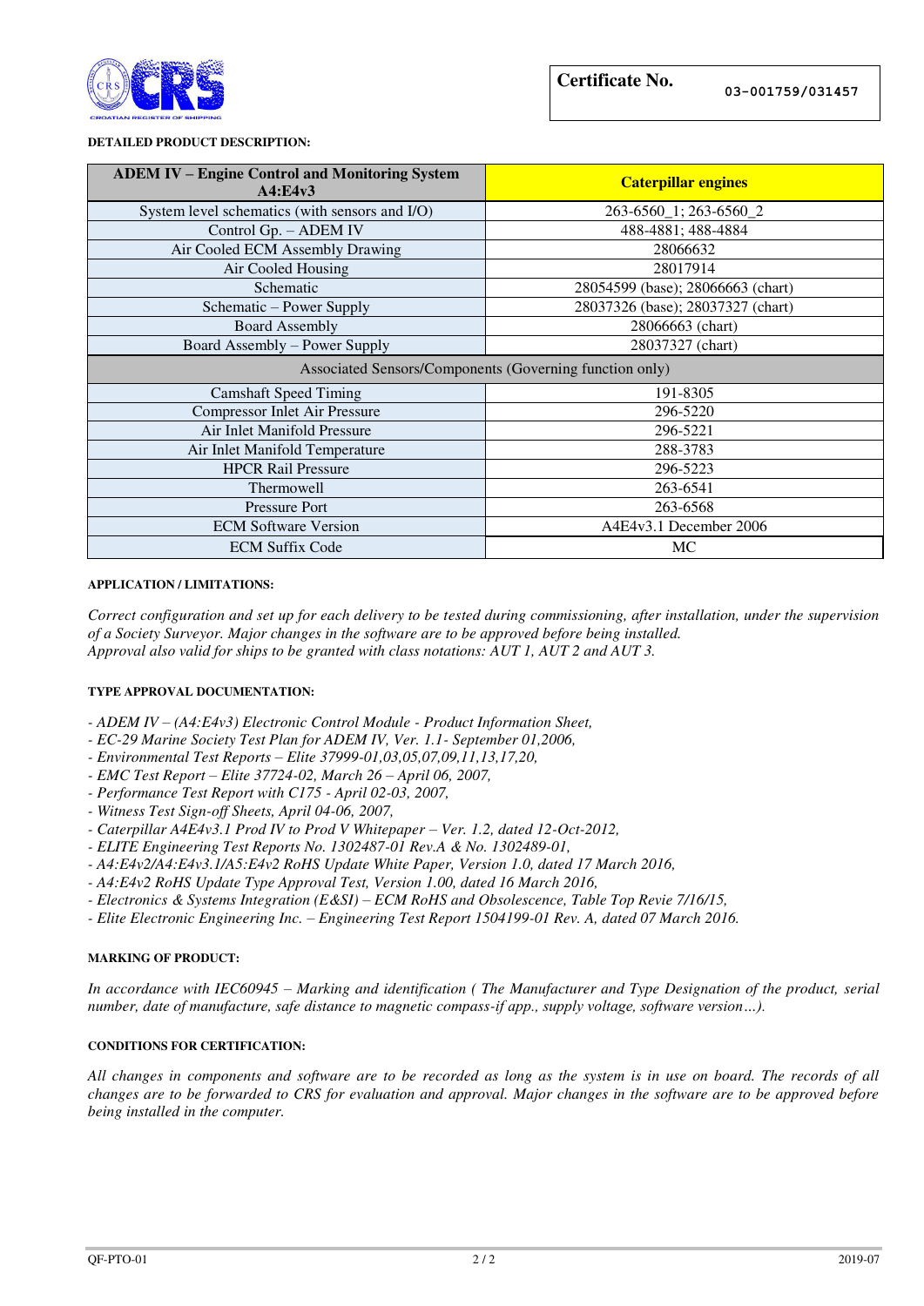**Certificate No.** 03-001759/031457

**DETAILED PRODUCT DESCRIPTION:**

| ADEM IV – Engine Control and Monitoring System A4:E4v3 | Caterpillar engines |
|---|---|
| System level schematics (with sensors and I/O) | 263-6560_1; 263-6560_2 |
| Control Gp. – ADEM IV | 488-4881; 488-4884 |
| Air Cooled ECM Assembly Drawing | 28066632 |
| Air Cooled Housing | 28017914 |
| Schematic | 28054599 (base); 28066663 (chart) |
| Schematic – Power Supply | 28037326 (base); 28037327 (chart) |
| Board Assembly | 28066663 (chart) |
| Board Assembly – Power Supply | 28037327 (chart) |
| Associated Sensors/Components (Governing function only) | |
| Camshaft Speed Timing | 191-8305 |
| Compressor Inlet Air Pressure | 296-5220 |
| Air Inlet Manifold Pressure | 296-5221 |
| Air Inlet Manifold Temperature | 288-3783 |
| HPCR Rail Pressure | 296-5223 |
| Thermowell | 263-6541 |
| Pressure Port | 263-6568 |
| ECM Software Version | A4E4v3.1 December 2006 |
| ECM Suffix Code | MC |

**APPLICATION / LIMITATIONS:**

*Correct configuration and set up for each delivery to be tested during commissioning, after installation, under the supervision of a Society Surveyor. Major changes in the software are to be approved before being installed.*
*Approval also valid for ships to be granted with class notations: AUT 1, AUT 2 and AUT 3.*

**TYPE APPROVAL DOCUMENTATION:**

- *ADEM IV – (A4:E4v3) Electronic Control Module - Product Information Sheet,*
- *EC-29 Marine Society Test Plan for ADEM IV, Ver. 1.1- September 01,2006,*
- *Environmental Test Reports – Elite 37999-01,03,05,07,09,11,13,17,20,*
- *EMC Test Report – Elite 37724-02, March 26 – April 06, 2007,*
- *Performance Test Report with C175 - April 02-03, 2007,*
- *Witness Test Sign-off Sheets, April 04-06, 2007,*
- *Caterpillar A4E4v3.1 Prod IV to Prod V Whitepaper – Ver. 1.2, dated 12-Oct-2012,*
- *ELITE Engineering Test Reports No. 1302487-01 Rev.A & No. 1302489-01,*
- *A4:E4v2/A4:E4v3.1/A5:E4v2 RoHS Update White Paper, Version 1.0, dated 17 March 2016,*
- *A4:E4v2 RoHS Update Type Approval Test, Version 1.00, dated 16 March 2016,*
- *Electronics & Systems Integration (E&SI) – ECM RoHS and Obsolescence, Table Top Revie 7/16/15,*
- *Elite Electronic Engineering Inc. – Engineering Test Report 1504199-01 Rev. A, dated 07 March 2016.*

**MARKING OF PRODUCT:**

*In accordance with IEC60945 – Marking and identification ( The Manufacturer and Type Designation of the product, serial number, date of manufacture, safe distance to magnetic compass-if app., supply voltage, software version…).*

**CONDITIONS FOR CERTIFICATION:**

*All changes in components and software are to be recorded as long as the system is in use on board. The records of all changes are to be forwarded to CRS for evaluation and approval. Major changes in the software are to be approved before being installed in the computer.*